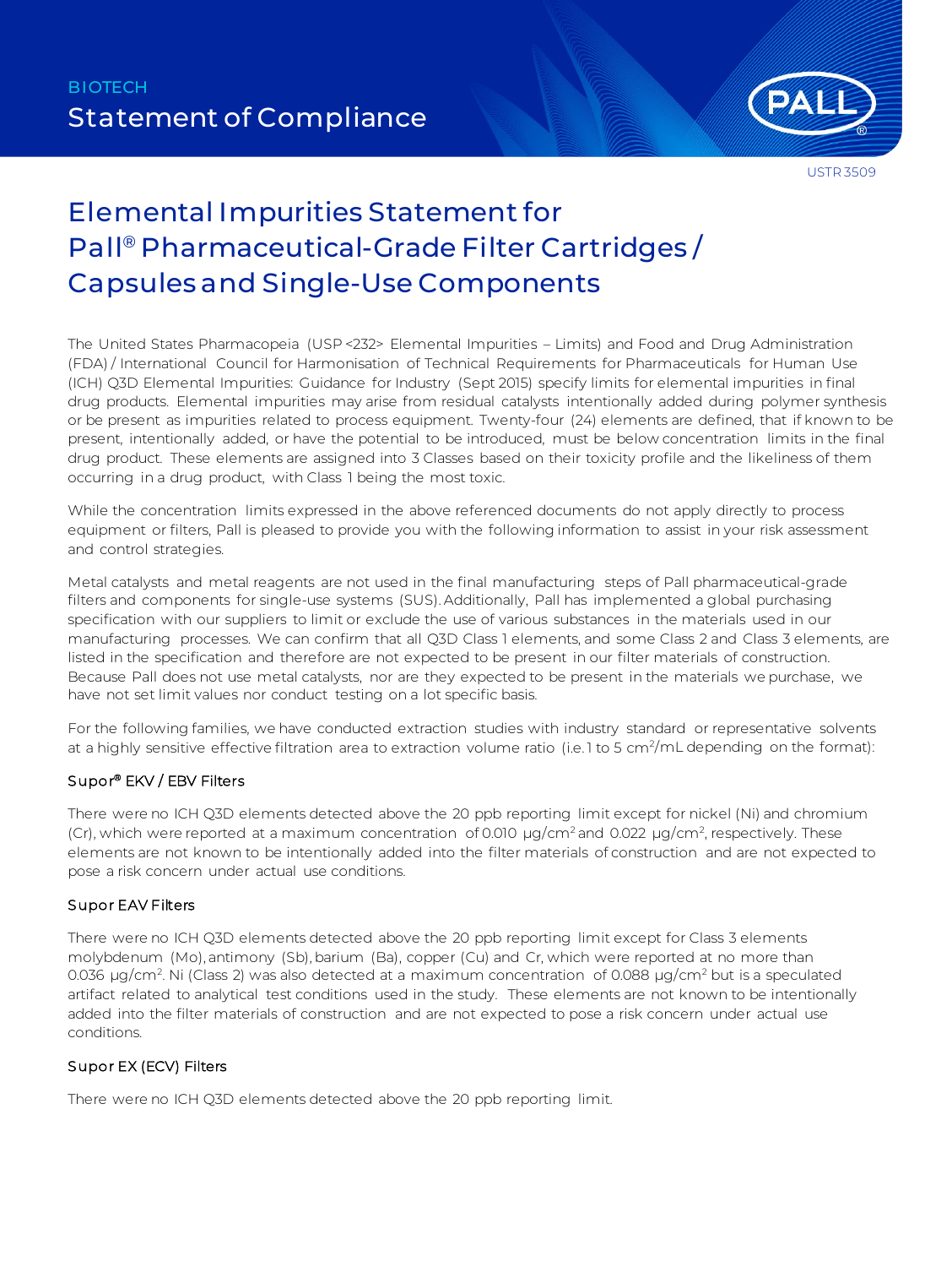BIOTECH

# Statement of Compliance

USTR 3509

# Elemental Impurities Statement for Pall® Pharmaceutical-Grade Filter Cartridges / Capsules and Single-Use Components

The United States Pharmacopeia (USP <232> Elemental Impurities – Limits) and Food and Drug Administration (FDA) / International Council for Harmonisation of Technical Requirements for Pharmaceuticals for Human Use (ICH) Q3D Elemental Impurities: Guidance for Industry (Sept 2015) specify limits for elemental impurities in final drug products. Elemental impurities may arise from residual catalysts intentionally added during polymer synthesis or be present as impurities related to process equipment. Twenty-four (24) elements are defined, that if known to be present, intentionally added, or have the potential to be introduced, must be below concentration limits in the final drug product. These elements are assigned into 3 Classes based on their toxicity profile and the likeliness of them occurring in a drug product, with Class 1 being the most toxic.

While the concentration limits expressed in the above referenced documents do not apply directly to process equipment or filters, Pall is pleased to provide you with the following information to assist in your risk assessment and control strategies.

Metal catalysts and metal reagents are not used in the final manufacturing steps of Pall pharmaceutical-grade filters and components for single-use systems (SUS). Additionally, Pall has implemented a global purchasing specification with our suppliers to limit or exclude the use of various substances in the materials used in our manufacturing processes. We can confirm that all Q3D Class 1 elements, and some Class 2 and Class 3 elements, are listed in the specification and therefore are not expected to be present in our filter materials of construction. Because Pall does not use metal catalysts, nor are they expected to be present in the materials we purchase, we have not set limit values nor conduct testing on a lot specific basis.

For the following families, we have conducted extraction studies with industry standard or representative solvents at a highly sensitive effective filtration area to extraction volume ratio (i.e. 1 to 5 $cm^2$/mL depending on the format):

### Supor® EKV / EBV Filters

There were no ICH Q3D elements detected above the 20 ppb reporting limit except for nickel (Ni) and chromium (Cr), which were reported at a maximum concentration of 0.010 $\mu g/cm^2$ and 0.022 $\mu g/cm^2$, respectively. These elements are not known to be intentionally added into the filter materials of construction and are not expected to pose a risk concern under actual use conditions.

### Supor EAV Filters

There were no ICH Q3D elements detected above the 20 ppb reporting limit except for Class 3 elements molybdenum (Mo), antimony (Sb), barium (Ba), copper (Cu) and Cr, which were reported at no more than 0.036 $\mu g/cm^2$. Ni (Class 2) was also detected at a maximum concentration of 0.088 $\mu g/cm^2$ but is a speculated artifact related to analytical test conditions used in the study. These elements are not known to be intentionally added into the filter materials of construction and are not expected to pose a risk concern under actual use conditions.

### Supor EX (ECV) Filters

There were no ICH Q3D elements detected above the 20 ppb reporting limit.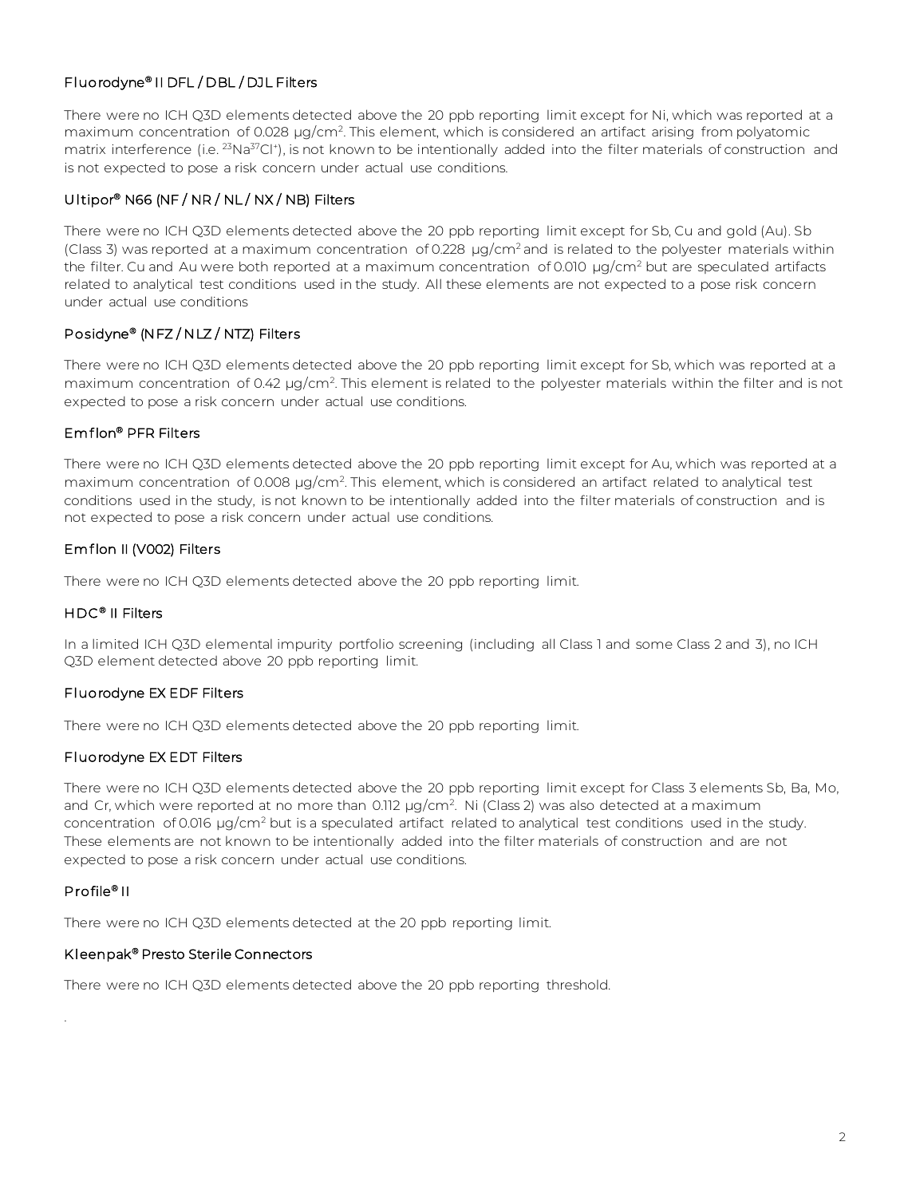### Fluorodyne® II DFL / DBL / DJL Filters

There were no ICH Q3D elements detected above the 20 ppb reporting limit except for Ni, which was reported at a maximum concentration of 0.028 µg/cm$^2$. This element, which is considered an artifact arising from polyatomic matrix interference (i.e. $^{23}Na^{37}Cl^+$), is not known to be intentionally added into the filter materials of construction and is not expected to pose a risk concern under actual use conditions.

### Ultipor® N66 (NF / NR / NL / NX / NB) Filters

There were no ICH Q3D elements detected above the 20 ppb reporting limit except for Sb, Cu and gold (Au). Sb (Class 3) was reported at a maximum concentration of 0.228 µg/cm$^2$ and is related to the polyester materials within the filter. Cu and Au were both reported at a maximum concentration of 0.010 µg/cm$^2$ but are speculated artifacts related to analytical test conditions used in the study. All these elements are not expected to a pose risk concern under actual use conditions

### Posidyne® (NFZ / NLZ / NTZ) Filters

There were no ICH Q3D elements detected above the 20 ppb reporting limit except for Sb, which was reported at a maximum concentration of 0.42 µg/cm$^2$. This element is related to the polyester materials within the filter and is not expected to pose a risk concern under actual use conditions.

### Emflon® PFR Filters

There were no ICH Q3D elements detected above the 20 ppb reporting limit except for Au, which was reported at a maximum concentration of 0.008 µg/cm$^2$. This element, which is considered an artifact related to analytical test conditions used in the study, is not known to be intentionally added into the filter materials of construction and is not expected to pose a risk concern under actual use conditions.

### Emflon II (V002) Filters

There were no ICH Q3D elements detected above the 20 ppb reporting limit.

### HDC® II Filters

In a limited ICH Q3D elemental impurity portfolio screening (including all Class 1 and some Class 2 and 3), no ICH Q3D element detected above 20 ppb reporting limit.

### Fluorodyne EX EDF Filters

There were no ICH Q3D elements detected above the 20 ppb reporting limit.

### Fluorodyne EX EDT Filters

There were no ICH Q3D elements detected above the 20 ppb reporting limit except for Class 3 elements Sb, Ba, Mo, and Cr, which were reported at no more than 0.112 µg/cm$^2$. Ni (Class 2) was also detected at a maximum concentration of 0.016 µg/cm$^2$ but is a speculated artifact related to analytical test conditions used in the study. These elements are not known to be intentionally added into the filter materials of construction and are not expected to pose a risk concern under actual use conditions.

### Profile® II

There were no ICH Q3D elements detected at the 20 ppb reporting limit.

### Kleenpak® Presto Sterile Connectors

There were no ICH Q3D elements detected above the 20 ppb reporting threshold.

.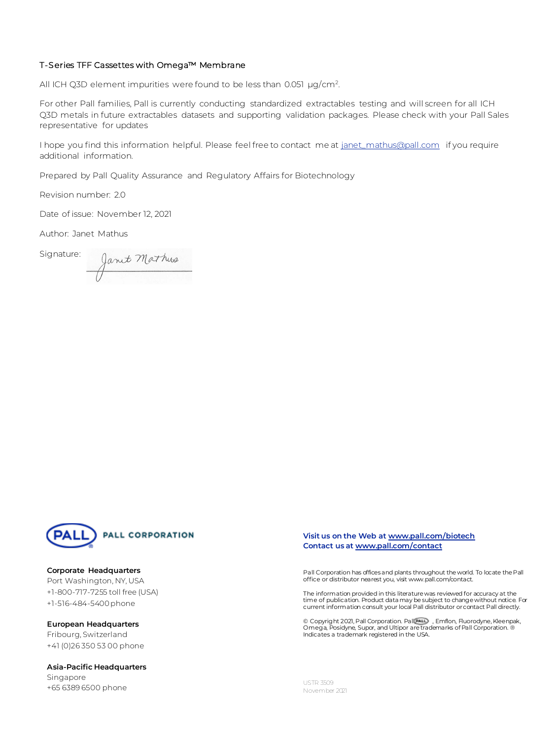### T-Series TFF Cassettes with Omega™ Membrane

All ICH Q3D element impurities were found to be less than 0.051 µg/cm$^2$.

For other Pall families, Pall is currently conducting standardized extractables testing and will screen for all ICH Q3D metals in future extractables datasets and supporting validation packages. Please check with your Pall Sales representative for updates

I hope you find this information helpful. Please feel free to contact me at janet_mathus@pall.com if you require additional information.

Prepared by Pall Quality Assurance and Regulatory Affairs for Biotechnology

Revision number: 2.0

Date of issue: November 12, 2021

Author: Janet Mathus

Signature: Janet Mathus

PALL CORPORATION

**Corporate Headquarters**
Port Washington, NY, USA
+1-800-717-7255 toll free (USA)
+1-516-484-5400 phone

**European Headquarters**
Fribourg, Switzerland
+41 (0)26 350 53 00 phone

**Asia-Pacific Headquarters**
Singapore
+65 6389 6500 phone

**Visit us on the Web at www.pall.com/biotech**
**Contact us at www.pall.com/contact**

Pall Corporation has offices and plants throughout the world. To locate the Pall office or distributor nearest you, visit www.pall.com/contact.

The information provided in this literature was reviewed for accuracy at the time of publication. Product data may be subject to change without notice. For current information consult your local Pall distributor or contact Pall directly.

© Copyright 2021, Pall Corporation. Pall, Emflon, Fluorodyne, Kleenpak, Omega, Posidyne, Supor, and Ultipor are trademarks of Pall Corporation. ® Indicates a trademark registered in the USA.

USTR 3509
November 2021